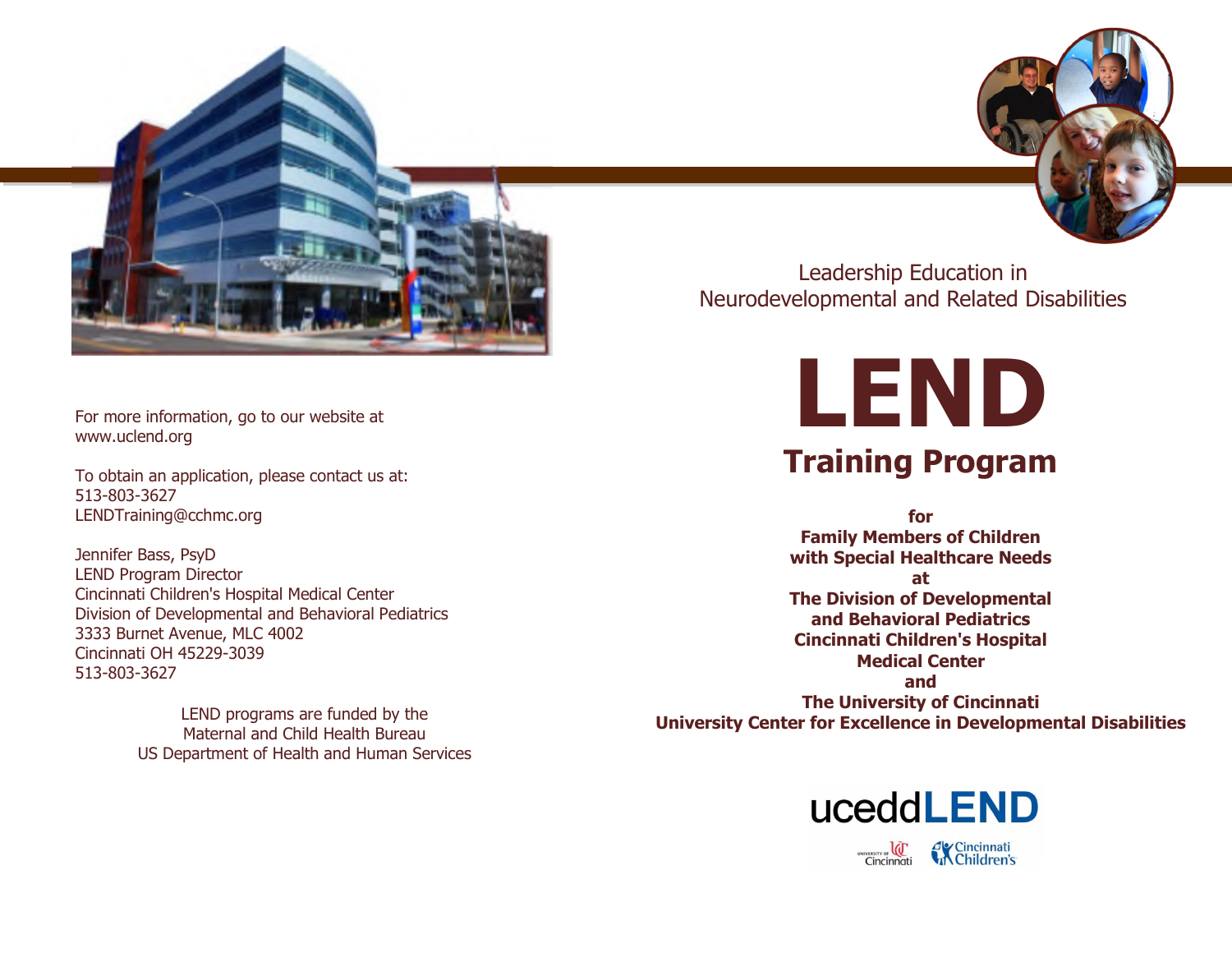For more information, go to our website at www.uclend.org

To obtain an application, please contact us at:
513-803-3627
LENDTraining@cchmc.org

Jennifer Bass, PsyD
LEND Program Director
Cincinnati Children's Hospital Medical Center
Division of Developmental and Behavioral Pediatrics
3333 Burnet Avenue, MLC 4002
Cincinnati OH 45229-3039
513-803-3627

LEND programs are funded by the Maternal and Child Health Bureau
US Department of Health and Human Services

Leadership Education in Neurodevelopmental and Related Disabilities

# LEND

## Training Program

**for**
**Family Members of Children with Special Healthcare Needs**
**at**
**The Division of Developmental and Behavioral Pediatrics**
**Cincinnati Children's Hospital Medical Center**
**and**
**The University of Cincinnati**
**University Center for Excellence in Developmental Disabilities**

ucedd**LEND**

University of Cincinnati Cincinnati Children's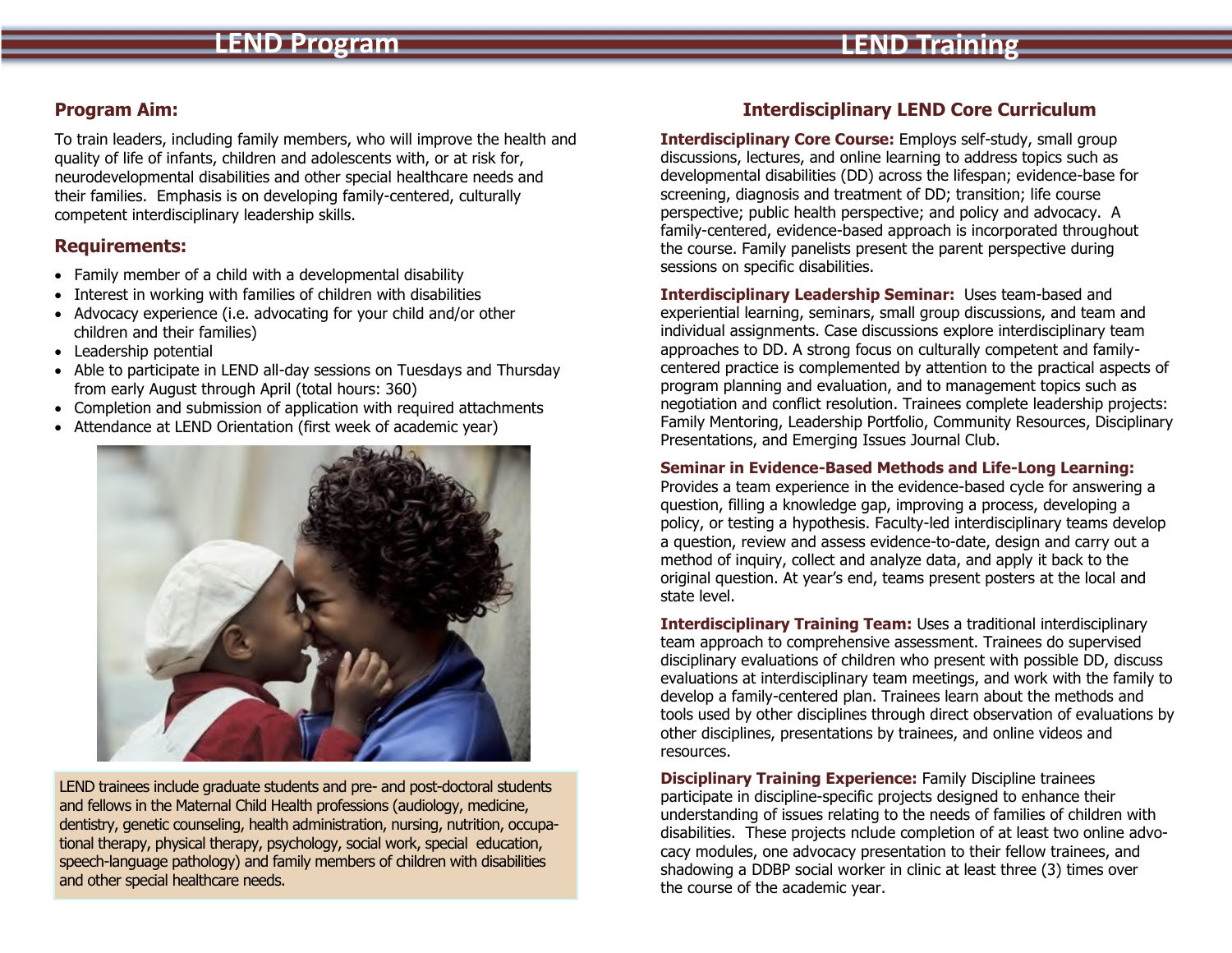# LEND Program

## Program Aim:

To train leaders, including family members, who will improve the health and quality of life of infants, children and adolescents with, or at risk for, neurodevelopmental disabilities and other special healthcare needs and their families. Emphasis is on developing family-centered, culturally competent interdisciplinary leadership skills.

## Requirements:

- Family member of a child with a developmental disability
- Interest in working with families of children with disabilities
- Advocacy experience (i.e. advocating for your child and/or other children and their families)
- Leadership potential
- Able to participate in LEND all-day sessions on Tuesdays and Thursday from early August through April (total hours: 360)
- Completion and submission of application with required attachments
- Attendance at LEND Orientation (first week of academic year)

LEND trainees include graduate students and pre- and post-doctoral students and fellows in the Maternal Child Health professions (audiology, medicine, dentistry, genetic counseling, health administration, nursing, nutrition, occupational therapy, physical therapy, psychology, social work, special education, speech-language pathology) and family members of children with disabilities and other special healthcare needs.

# LEND Training

## Interdisciplinary LEND Core Curriculum

**Interdisciplinary Core Course:** Employs self-study, small group discussions, lectures, and online learning to address topics such as developmental disabilities (DD) across the lifespan; evidence-base for screening, diagnosis and treatment of DD; transition; life course perspective; public health perspective; and policy and advocacy. A family-centered, evidence-based approach is incorporated throughout the course. Family panelists present the parent perspective during sessions on specific disabilities.

**Interdisciplinary Leadership Seminar:** Uses team-based and experiential learning, seminars, small group discussions, and team and individual assignments. Case discussions explore interdisciplinary team approaches to DD. A strong focus on culturally competent and family-centered practice is complemented by attention to the practical aspects of program planning and evaluation, and to management topics such as negotiation and conflict resolution. Trainees complete leadership projects: Family Mentoring, Leadership Portfolio, Community Resources, Disciplinary Presentations, and Emerging Issues Journal Club.

**Seminar in Evidence-Based Methods and Life-Long Learning:** Provides a team experience in the evidence-based cycle for answering a question, filling a knowledge gap, improving a process, developing a policy, or testing a hypothesis. Faculty-led interdisciplinary teams develop a question, review and assess evidence-to-date, design and carry out a method of inquiry, collect and analyze data, and apply it back to the original question. At year's end, teams present posters at the local and state level.

**Interdisciplinary Training Team:** Uses a traditional interdisciplinary team approach to comprehensive assessment. Trainees do supervised disciplinary evaluations of children who present with possible DD, discuss evaluations at interdisciplinary team meetings, and work with the family to develop a family-centered plan. Trainees learn about the methods and tools used by other disciplines through direct observation of evaluations by other disciplines, presentations by trainees, and online videos and resources.

**Disciplinary Training Experience:** Family Discipline trainees participate in discipline-specific projects designed to enhance their understanding of issues relating to the needs of families of children with disabilities. These projects nclude completion of at least two online advocacy modules, one advocacy presentation to their fellow trainees, and shadowing a DDBP social worker in clinic at least three (3) times over the course of the academic year.